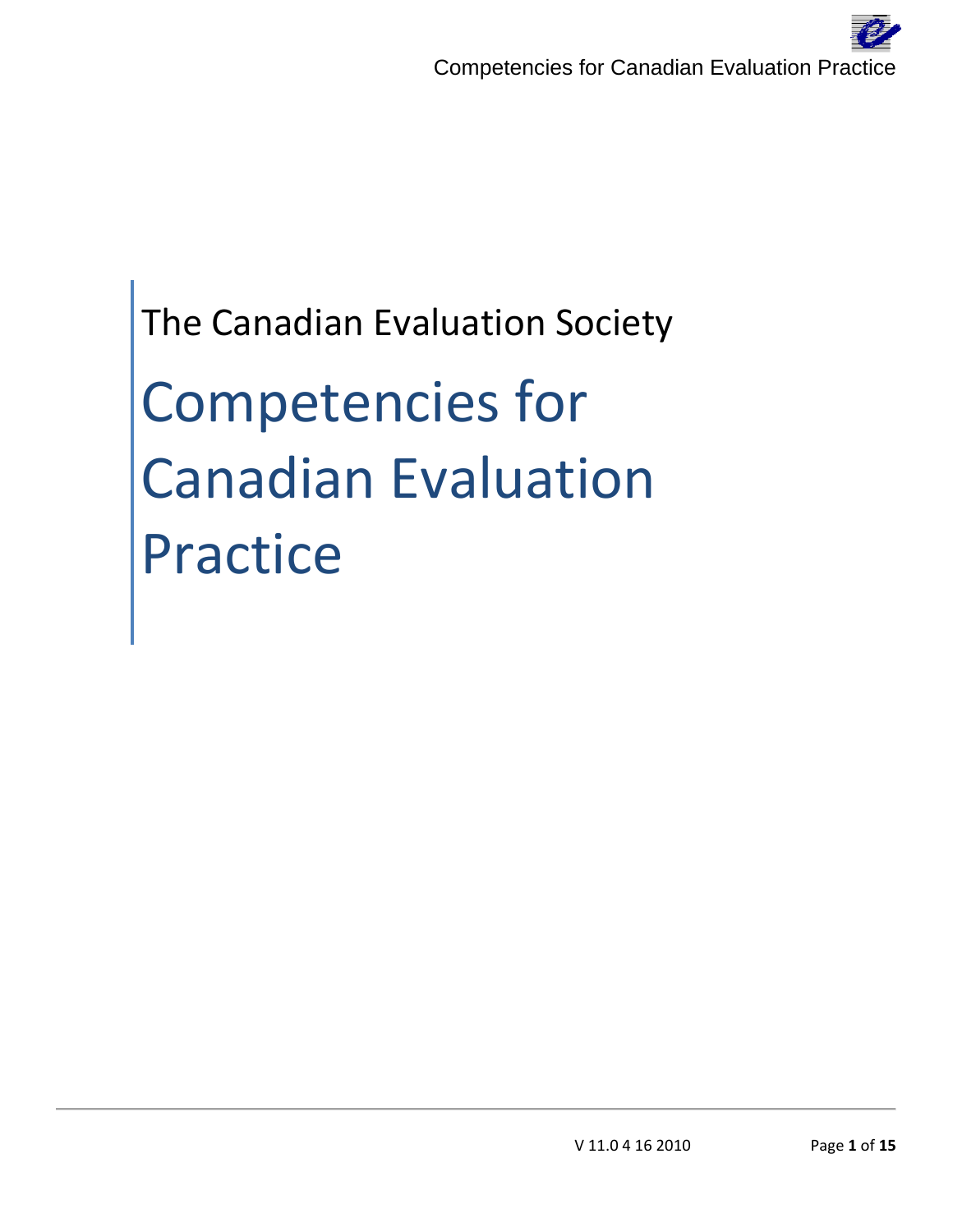The Canadian Evaluation Society

# Competencies for Canadian Evaluation Practice

V 11.0 4 16 2010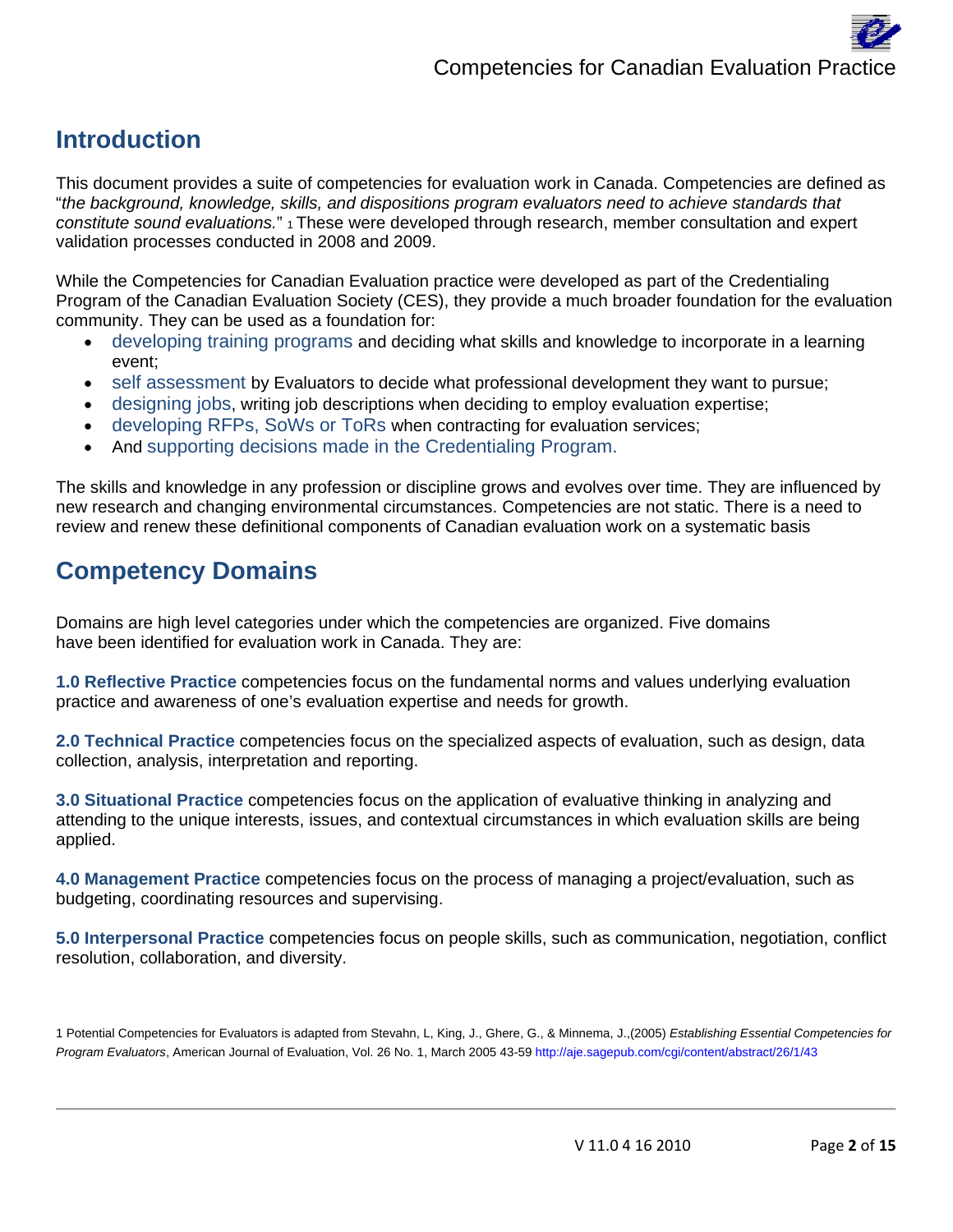## Introduction

This document provides a suite of competencies for evaluation work in Canada. Competencies are defined as "*the background, knowledge, skills, and dispositions program evaluators need to achieve standards that constitute sound evaluations.*" [1] These were developed through research, member consultation and expert validation processes conducted in 2008 and 2009.

While the Competencies for Canadian Evaluation practice were developed as part of the Credentialing Program of the Canadian Evaluation Society (CES), they provide a much broader foundation for the evaluation community. They can be used as a foundation for:

- developing training programs and deciding what skills and knowledge to incorporate in a learning event;
- self assessment by Evaluators to decide what professional development they want to pursue;
- designing jobs, writing job descriptions when deciding to employ evaluation expertise;
- developing RFPs, SoWs or ToRs when contracting for evaluation services;
- And supporting decisions made in the Credentialing Program.

The skills and knowledge in any profession or discipline grows and evolves over time. They are influenced by new research and changing environmental circumstances. Competencies are not static. There is a need to review and renew these definitional components of Canadian evaluation work on a systematic basis

## Competency Domains

Domains are high level categories under which the competencies are organized. Five domains have been identified for evaluation work in Canada. They are:

**1.0 Reflective Practice** competencies focus on the fundamental norms and values underlying evaluation practice and awareness of one's evaluation expertise and needs for growth.

**2.0 Technical Practice** competencies focus on the specialized aspects of evaluation, such as design, data collection, analysis, interpretation and reporting.

**3.0 Situational Practice** competencies focus on the application of evaluative thinking in analyzing and attending to the unique interests, issues, and contextual circumstances in which evaluation skills are being applied.

**4.0 Management Practice** competencies focus on the process of managing a project/evaluation, such as budgeting, coordinating resources and supervising.

**5.0 Interpersonal Practice** competencies focus on people skills, such as communication, negotiation, conflict resolution, collaboration, and diversity.

1 Potential Competencies for Evaluators is adapted from Stevahn, L, King, J., Ghere, G., & Minnema, J.,(2005) *Establishing Essential Competencies for Program Evaluators*, American Journal of Evaluation, Vol. 26 No. 1, March 2005 43-59 http://aje.sagepub.com/cgi/content/abstract/26/1/43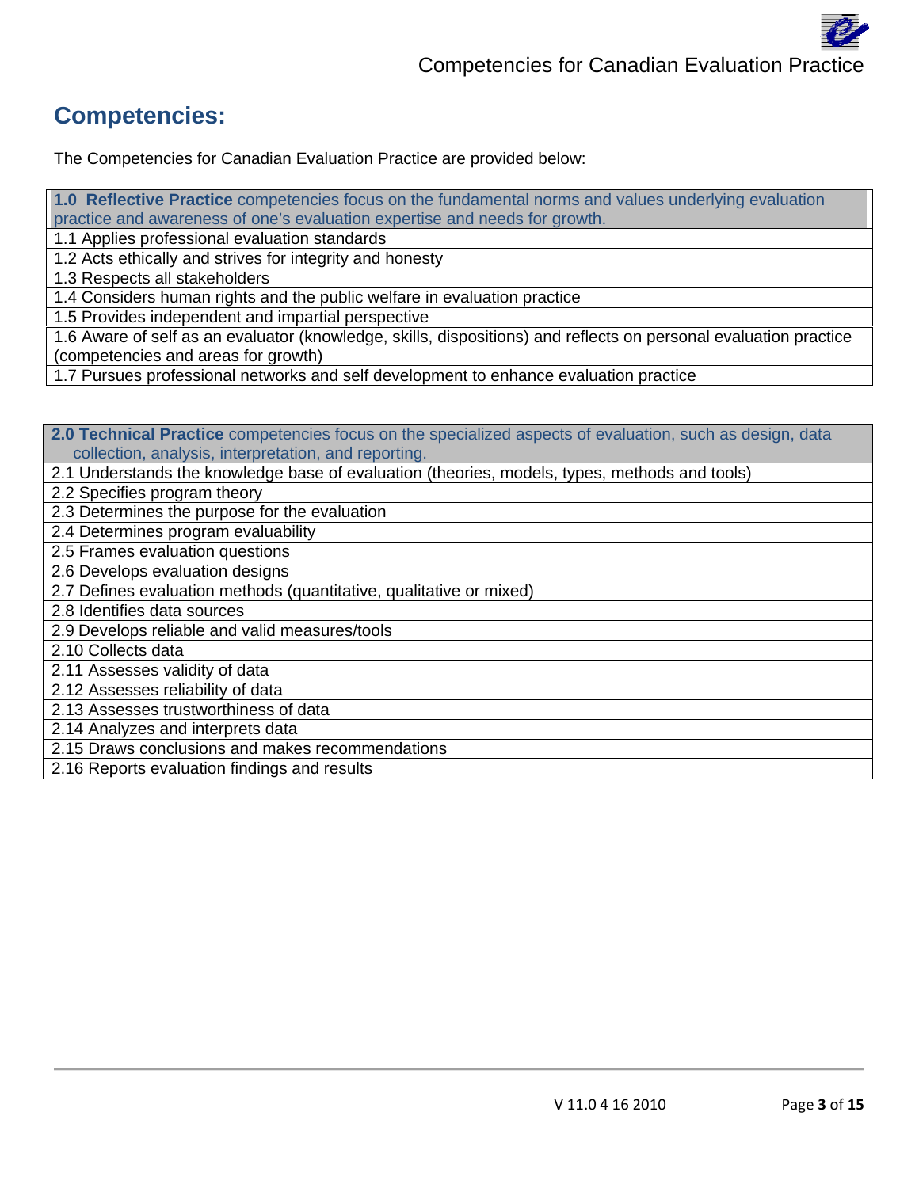## Competencies:

The Competencies for Canadian Evaluation Practice are provided below:

| **1.0 Reflective Practice** competencies focus on the fundamental norms and values underlying evaluation practice and awareness of one's evaluation expertise and needs for growth. |
|---|
| 1.1 Applies professional evaluation standards |
| 1.2 Acts ethically and strives for integrity and honesty |
| 1.3 Respects all stakeholders |
| 1.4 Considers human rights and the public welfare in evaluation practice |
| 1.5 Provides independent and impartial perspective |
| 1.6 Aware of self as an evaluator (knowledge, skills, dispositions) and reflects on personal evaluation practice (competencies and areas for growth) |
| 1.7 Pursues professional networks and self development to enhance evaluation practice |

| **2.0 Technical Practice** competencies focus on the specialized aspects of evaluation, such as design, data collection, analysis, interpretation, and reporting. |
|---|
| 2.1 Understands the knowledge base of evaluation (theories, models, types, methods and tools) |
| 2.2 Specifies program theory |
| 2.3 Determines the purpose for the evaluation |
| 2.4 Determines program evaluability |
| 2.5 Frames evaluation questions |
| 2.6 Develops evaluation designs |
| 2.7 Defines evaluation methods (quantitative, qualitative or mixed) |
| 2.8 Identifies data sources |
| 2.9 Develops reliable and valid measures/tools |
| 2.10 Collects data |
| 2.11 Assesses validity of data |
| 2.12 Assesses reliability of data |
| 2.13 Assesses trustworthiness of data |
| 2.14 Analyzes and interprets data |
| 2.15 Draws conclusions and makes recommendations |
| 2.16 Reports evaluation findings and results |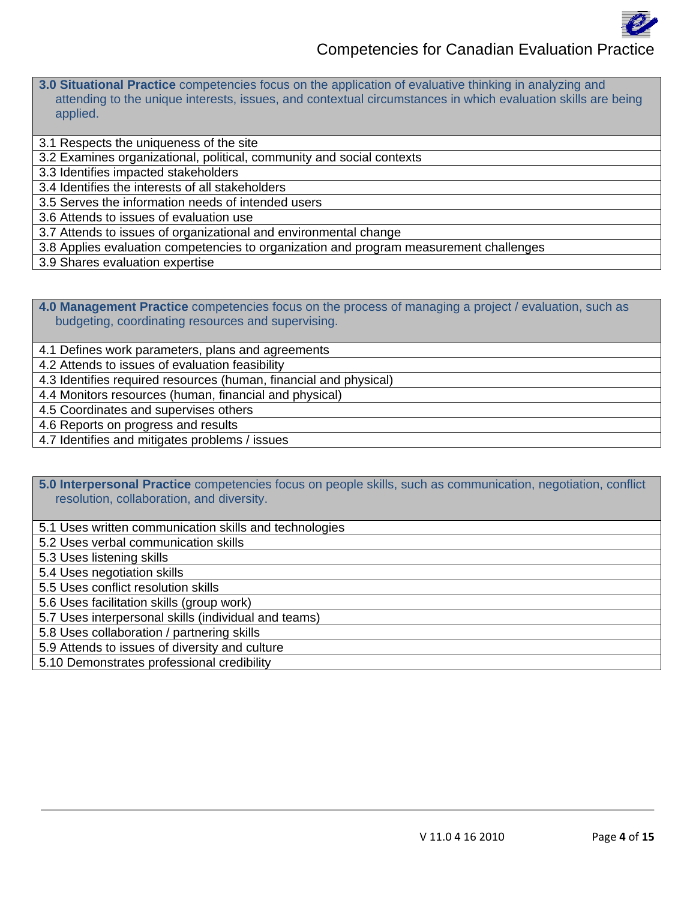| **3.0 Situational Practice** competencies focus on the application of evaluative thinking in analyzing and attending to the unique interests, issues, and contextual circumstances in which evaluation skills are being applied. |
|---|
| 3.1 Respects the uniqueness of the site |
| 3.2 Examines organizational, political, community and social contexts |
| 3.3 Identifies impacted stakeholders |
| 3.4 Identifies the interests of all stakeholders |
| 3.5 Serves the information needs of intended users |
| 3.6 Attends to issues of evaluation use |
| 3.7 Attends to issues of organizational and environmental change |
| 3.8 Applies evaluation competencies to organization and program measurement challenges |
| 3.9 Shares evaluation expertise |

| **4.0 Management Practice** competencies focus on the process of managing a project / evaluation, such as budgeting, coordinating resources and supervising. |
|---|
| 4.1 Defines work parameters, plans and agreements |
| 4.2 Attends to issues of evaluation feasibility |
| 4.3 Identifies required resources (human, financial and physical) |
| 4.4 Monitors resources (human, financial and physical) |
| 4.5 Coordinates and supervises others |
| 4.6 Reports on progress and results |
| 4.7 Identifies and mitigates problems / issues |

| **5.0 Interpersonal Practice** competencies focus on people skills, such as communication, negotiation, conflict resolution, collaboration, and diversity. |
|---|
| 5.1 Uses written communication skills and technologies |
| 5.2 Uses verbal communication skills |
| 5.3 Uses listening skills |
| 5.4 Uses negotiation skills |
| 5.5 Uses conflict resolution skills |
| 5.6 Uses facilitation skills (group work) |
| 5.7 Uses interpersonal skills (individual and teams) |
| 5.8 Uses collaboration / partnering skills |
| 5.9 Attends to issues of diversity and culture |
| 5.10 Demonstrates professional credibility |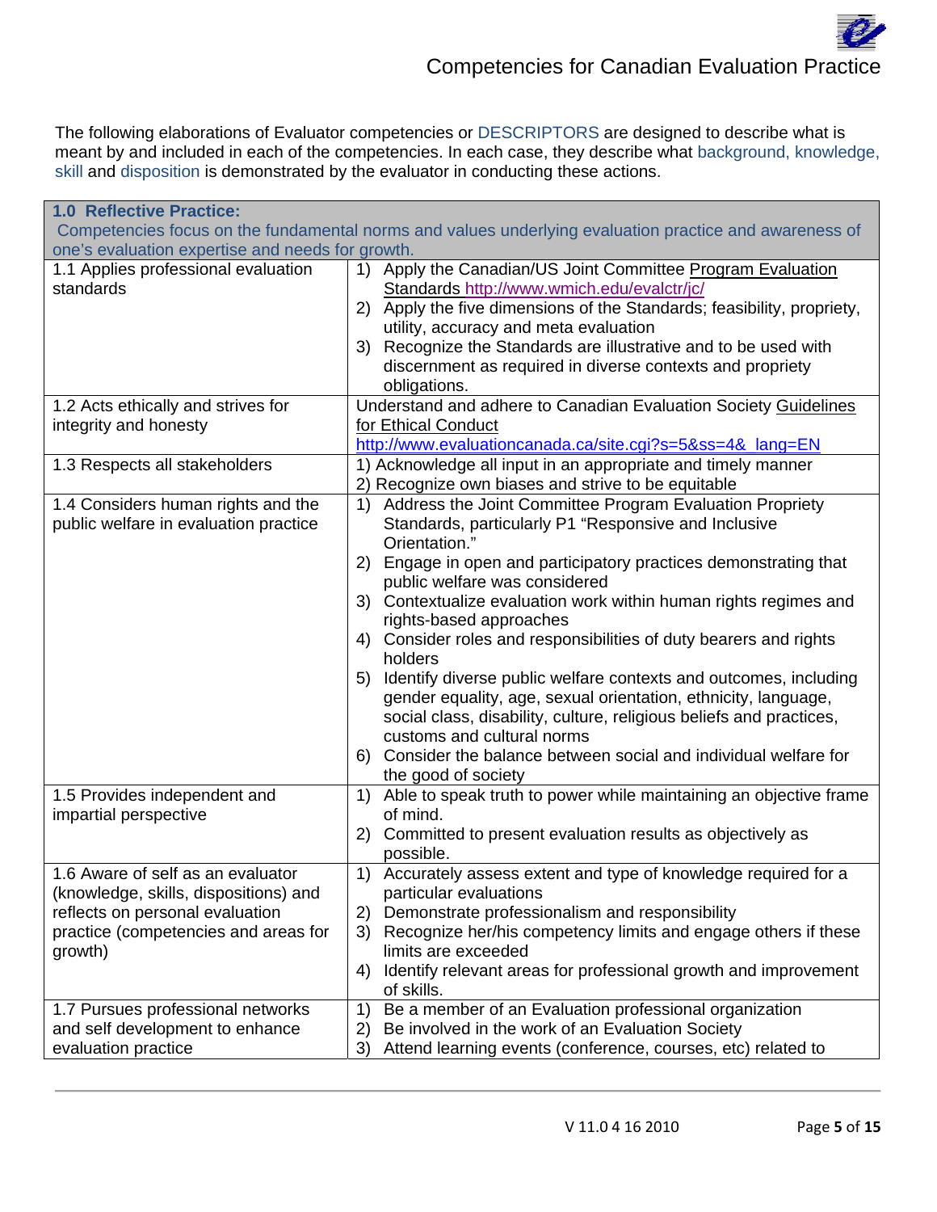The following elaborations of Evaluator competencies or DESCRIPTORS are designed to describe what is meant by and included in each of the competencies. In each case, they describe what background, knowledge, skill and disposition is demonstrated by the evaluator in conducting these actions.

| **1.0 Reflective Practice:** Competencies focus on the fundamental norms and values underlying evaluation practice and awareness of one's evaluation expertise and needs for growth. | |
|---|---|
| 1.1 Applies professional evaluation standards | 1) Apply the Canadian/US Joint Committee Program Evaluation Standards http://www.wmich.edu/evalctr/jc/ <br> 2) Apply the five dimensions of the Standards; feasibility, propriety, utility, accuracy and meta evaluation <br> 3) Recognize the Standards are illustrative and to be used with discernment as required in diverse contexts and propriety obligations. |
| 1.2 Acts ethically and strives for integrity and honesty | Understand and adhere to Canadian Evaluation Society Guidelines for Ethical Conduct http://www.evaluationcanada.ca/site.cgi?s=5&ss=4&_lang=EN |
| 1.3 Respects all stakeholders | 1) Acknowledge all input in an appropriate and timely manner <br> 2) Recognize own biases and strive to be equitable |
| 1.4 Considers human rights and the public welfare in evaluation practice | 1) Address the Joint Committee Program Evaluation Propriety Standards, particularly P1 "Responsive and Inclusive Orientation." <br> 2) Engage in open and participatory practices demonstrating that public welfare was considered <br> 3) Contextualize evaluation work within human rights regimes and rights-based approaches <br> 4) Consider roles and responsibilities of duty bearers and rights holders <br> 5) Identify diverse public welfare contexts and outcomes, including gender equality, age, sexual orientation, ethnicity, language, social class, disability, culture, religious beliefs and practices, customs and cultural norms <br> 6) Consider the balance between social and individual welfare for the good of society |
| 1.5 Provides independent and impartial perspective | 1) Able to speak truth to power while maintaining an objective frame of mind. <br> 2) Committed to present evaluation results as objectively as possible. |
| 1.6 Aware of self as an evaluator (knowledge, skills, dispositions) and reflects on personal evaluation practice (competencies and areas for growth) | 1) Accurately assess extent and type of knowledge required for a particular evaluations <br> 2) Demonstrate professionalism and responsibility <br> 3) Recognize her/his competency limits and engage others if these limits are exceeded <br> 4) Identify relevant areas for professional growth and improvement of skills. |
| 1.7 Pursues professional networks and self development to enhance evaluation practice | 1) Be a member of an Evaluation professional organization <br> 2) Be involved in the work of an Evaluation Society <br> 3) Attend learning events (conference, courses, etc) related to |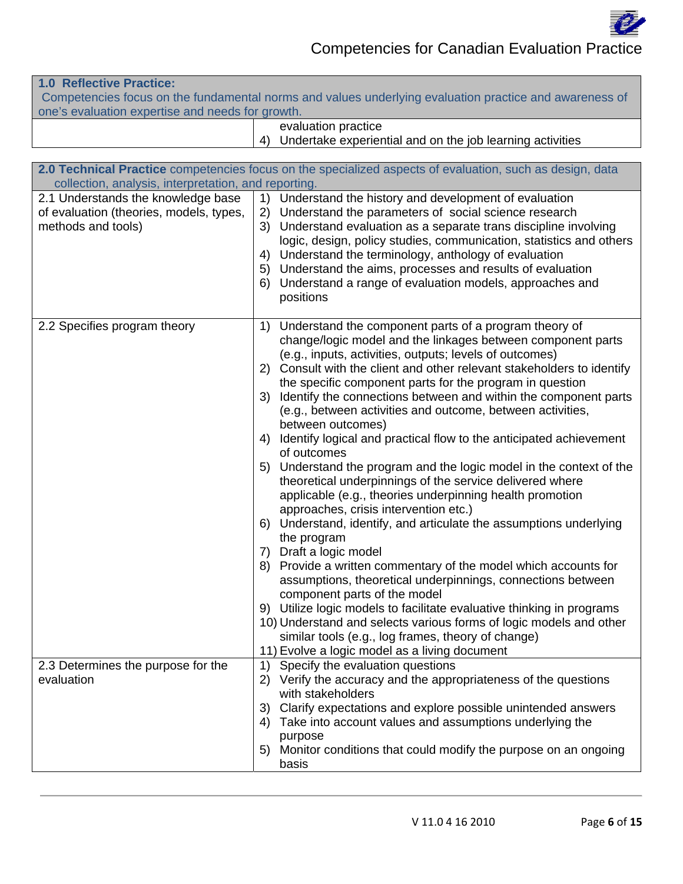| 1.0 Reflective Practice: Competencies focus on the fundamental norms and values underlying evaluation practice and awareness of one's evaluation expertise and needs for growth. | |
|---|---|
| | evaluation practice<br>4) Undertake experiential and on the job learning activities |

| 2.0 Technical Practice competencies focus on the specialized aspects of evaluation, such as design, data collection, analysis, interpretation, and reporting. | |
|---|---|
| 2.1 Understands the knowledge base of evaluation (theories, models, types, methods and tools) | 1) Understand the history and development of evaluation<br>2) Understand the parameters of social science research<br>3) Understand evaluation as a separate trans discipline involving logic, design, policy studies, communication, statistics and others<br>4) Understand the terminology, anthology of evaluation<br>5) Understand the aims, processes and results of evaluation<br>6) Understand a range of evaluation models, approaches and positions |
| 2.2 Specifies program theory | 1) Understand the component parts of a program theory of change/logic model and the linkages between component parts (e.g., inputs, activities, outputs; levels of outcomes)<br>2) Consult with the client and other relevant stakeholders to identify the specific component parts for the program in question<br>3) Identify the connections between and within the component parts (e.g., between activities and outcome, between activities, between outcomes)<br>4) Identify logical and practical flow to the anticipated achievement of outcomes<br>5) Understand the program and the logic model in the context of the theoretical underpinnings of the service delivered where applicable (e.g., theories underpinning health promotion approaches, crisis intervention etc.)<br>6) Understand, identify, and articulate the assumptions underlying the program<br>7) Draft a logic model<br>8) Provide a written commentary of the model which accounts for assumptions, theoretical underpinnings, connections between component parts of the model<br>9) Utilize logic models to facilitate evaluative thinking in programs<br>10) Understand and selects various forms of logic models and other similar tools (e.g., log frames, theory of change)<br>11) Evolve a logic model as a living document |
| 2.3 Determines the purpose for the evaluation | 1) Specify the evaluation questions<br>2) Verify the accuracy and the appropriateness of the questions with stakeholders<br>3) Clarify expectations and explore possible unintended answers<br>4) Take into account values and assumptions underlying the purpose<br>5) Monitor conditions that could modify the purpose on an ongoing basis |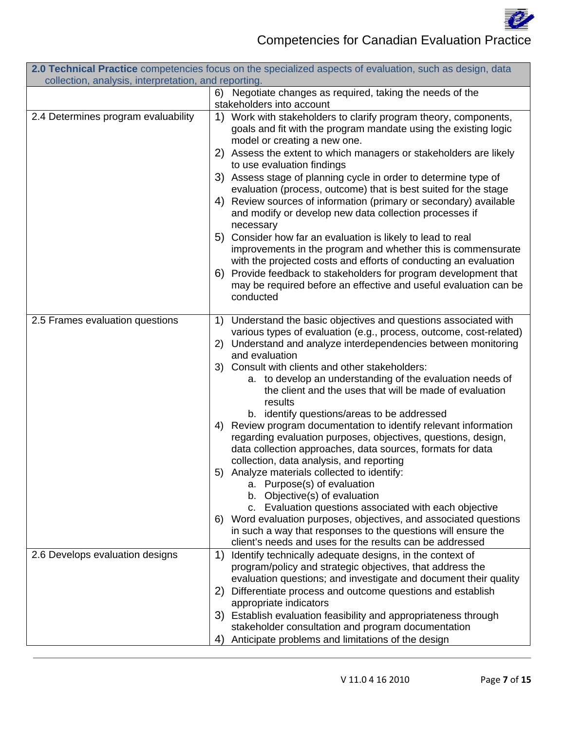| **2.0 Technical Practice** competencies focus on the specialized aspects of evaluation, such as design, data collection, analysis, interpretation, and reporting. | |
|---|---|
| | 6) Negotiate changes as required, taking the needs of the stakeholders into account |
| 2.4 Determines program evaluability | 1) Work with stakeholders to clarify program theory, components, goals and fit with the program mandate using the existing logic model or creating a new one.<br>2) Assess the extent to which managers or stakeholders are likely to use evaluation findings<br>3) Assess stage of planning cycle in order to determine type of evaluation (process, outcome) that is best suited for the stage<br>4) Review sources of information (primary or secondary) available and modify or develop new data collection processes if necessary<br>5) Consider how far an evaluation is likely to lead to real improvements in the program and whether this is commensurate with the projected costs and efforts of conducting an evaluation<br>6) Provide feedback to stakeholders for program development that may be required before an effective and useful evaluation can be conducted |
| 2.5 Frames evaluation questions | 1) Understand the basic objectives and questions associated with various types of evaluation (e.g., process, outcome, cost-related)<br>2) Understand and analyze interdependencies between monitoring and evaluation<br>3) Consult with clients and other stakeholders:<br>a. to develop an understanding of the evaluation needs of the client and the uses that will be made of evaluation results<br>b. identify questions/areas to be addressed<br>4) Review program documentation to identify relevant information regarding evaluation purposes, objectives, questions, design, data collection approaches, data sources, formats for data collection, data analysis, and reporting<br>5) Analyze materials collected to identify:<br>a. Purpose(s) of evaluation<br>b. Objective(s) of evaluation<br>c. Evaluation questions associated with each objective<br>6) Word evaluation purposes, objectives, and associated questions in such a way that responses to the questions will ensure the client's needs and uses for the results can be addressed |
| 2.6 Develops evaluation designs | 1) Identify technically adequate designs, in the context of program/policy and strategic objectives, that address the evaluation questions; and investigate and document their quality<br>2) Differentiate process and outcome questions and establish appropriate indicators<br>3) Establish evaluation feasibility and appropriateness through stakeholder consultation and program documentation<br>4) Anticipate problems and limitations of the design |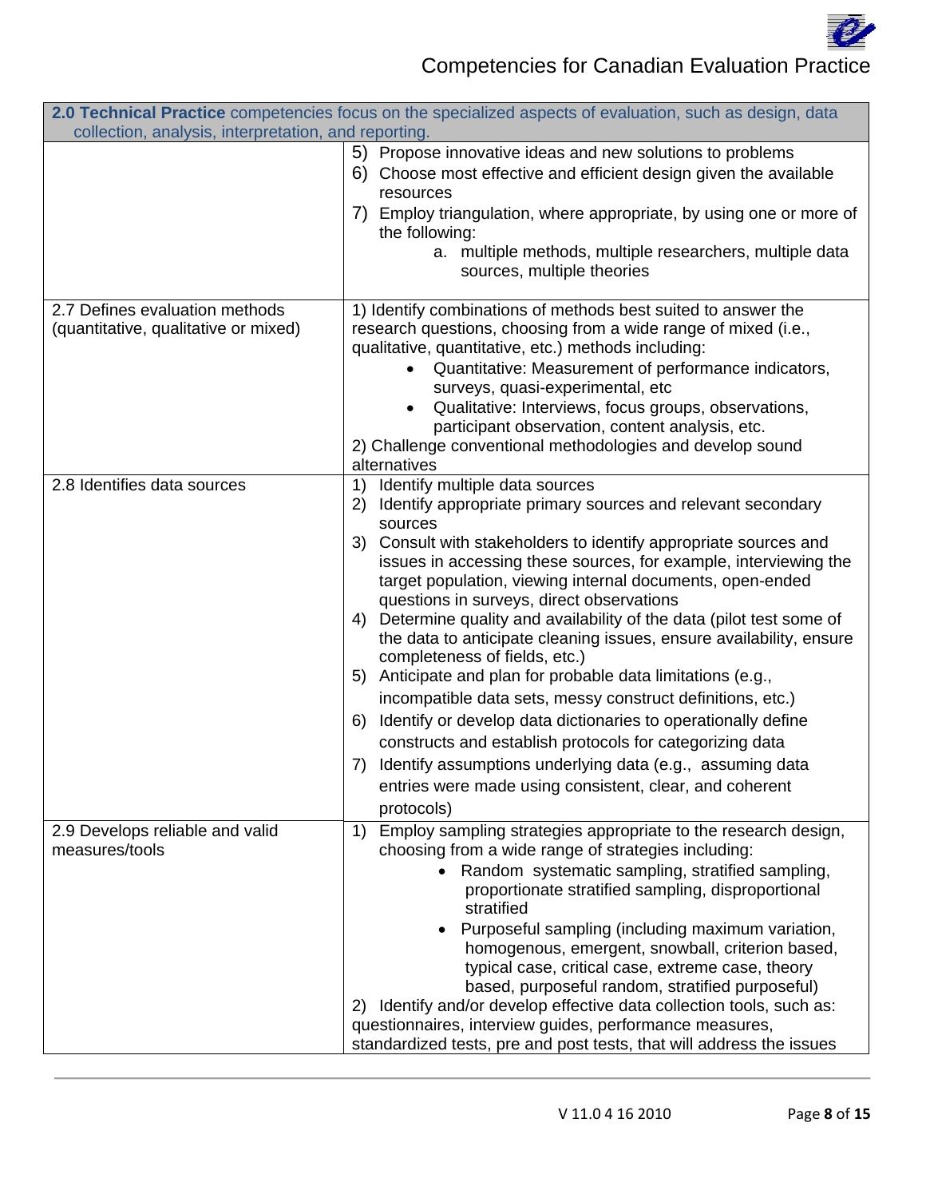| **2.0 Technical Practice** competencies focus on the specialized aspects of evaluation, such as design, data collection, analysis, interpretation, and reporting. | |
|---|---|
| | 5) Propose innovative ideas and new solutions to problems<br>6) Choose most effective and efficient design given the available resources<br>7) Employ triangulation, where appropriate, by using one or more of the following:<br>a. multiple methods, multiple researchers, multiple data sources, multiple theories |
| 2.7 Defines evaluation methods (quantitative, qualitative or mixed) | 1) Identify combinations of methods best suited to answer the research questions, choosing from a wide range of mixed (i.e., qualitative, quantitative, etc.) methods including:<br>• Quantitative: Measurement of performance indicators, surveys, quasi-experimental, etc<br>• Qualitative: Interviews, focus groups, observations, participant observation, content analysis, etc.<br>2) Challenge conventional methodologies and develop sound alternatives |
| 2.8 Identifies data sources | 1) Identify multiple data sources<br>2) Identify appropriate primary sources and relevant secondary sources<br>3) Consult with stakeholders to identify appropriate sources and issues in accessing these sources, for example, interviewing the target population, viewing internal documents, open-ended questions in surveys, direct observations<br>4) Determine quality and availability of the data (pilot test some of the data to anticipate cleaning issues, ensure availability, ensure completeness of fields, etc.)<br>5) Anticipate and plan for probable data limitations (e.g., incompatible data sets, messy construct definitions, etc.)<br>6) Identify or develop data dictionaries to operationally define constructs and establish protocols for categorizing data<br>7) Identify assumptions underlying data (e.g., assuming data entries were made using consistent, clear, and coherent protocols) |
| 2.9 Develops reliable and valid measures/tools | 1) Employ sampling strategies appropriate to the research design, choosing from a wide range of strategies including:<br>• Random systematic sampling, stratified sampling, proportionate stratified sampling, disproportional stratified<br>• Purposeful sampling (including maximum variation, homogenous, emergent, snowball, criterion based, typical case, critical case, extreme case, theory based, purposeful random, stratified purposeful)<br>2) Identify and/or develop effective data collection tools, such as: questionnaires, interview guides, performance measures, standardized tests, pre and post tests, that will address the issues |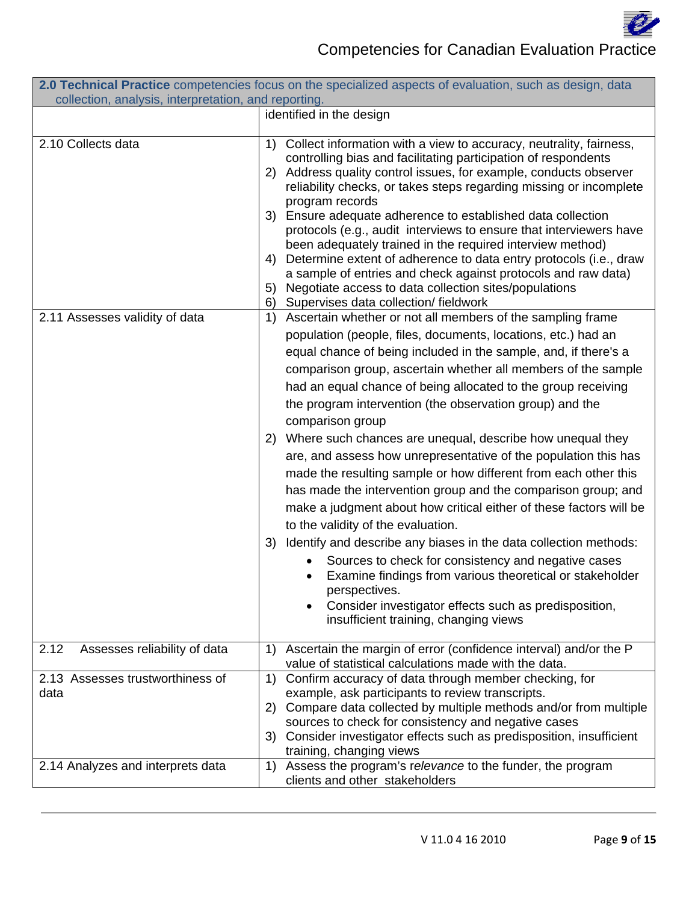| 2.0 **Technical Practice** competencies focus on the specialized aspects of evaluation, such as design, data collection, analysis, interpretation, and reporting. | |
|---|---|
| | identified in the design |
| 2.10 Collects data | 1) Collect information with a view to accuracy, neutrality, fairness, controlling bias and facilitating participation of respondents<br>2) Address quality control issues, for example, conducts observer reliability checks, or takes steps regarding missing or incomplete program records<br>3) Ensure adequate adherence to established data collection protocols (e.g., audit interviews to ensure that interviewers have been adequately trained in the required interview method)<br>4) Determine extent of adherence to data entry protocols (i.e., draw a sample of entries and check against protocols and raw data)<br>5) Negotiate access to data collection sites/populations<br>6) Supervises data collection/ fieldwork |
| 2.11 Assesses validity of data | 1) Ascertain whether or not all members of the sampling frame population (people, files, documents, locations, etc.) had an equal chance of being included in the sample, and, if there's a comparison group, ascertain whether all members of the sample had an equal chance of being allocated to the group receiving the program intervention (the observation group) and the comparison group<br>2) Where such chances are unequal, describe how unequal they are, and assess how unrepresentative of the population this has made the resulting sample or how different from each other this has made the intervention group and the comparison group; and make a judgment about how critical either of these factors will be to the validity of the evaluation.<br>3) Identify and describe any biases in the data collection methods:<br>• Sources to check for consistency and negative cases<br>• Examine findings from various theoretical or stakeholder perspectives.<br>• Consider investigator effects such as predisposition, insufficient training, changing views |
| 2.12 Assesses reliability of data | 1) Ascertain the margin of error (confidence interval) and/or the P value of statistical calculations made with the data. |
| 2.13 Assesses trustworthiness of data | 1) Confirm accuracy of data through member checking, for example, ask participants to review transcripts.<br>2) Compare data collected by multiple methods and/or from multiple sources to check for consistency and negative cases<br>3) Consider investigator effects such as predisposition, insufficient training, changing views |
| 2.14 Analyzes and interprets data | 1) Assess the program's r*elevance* to the funder, the program clients and other stakeholders |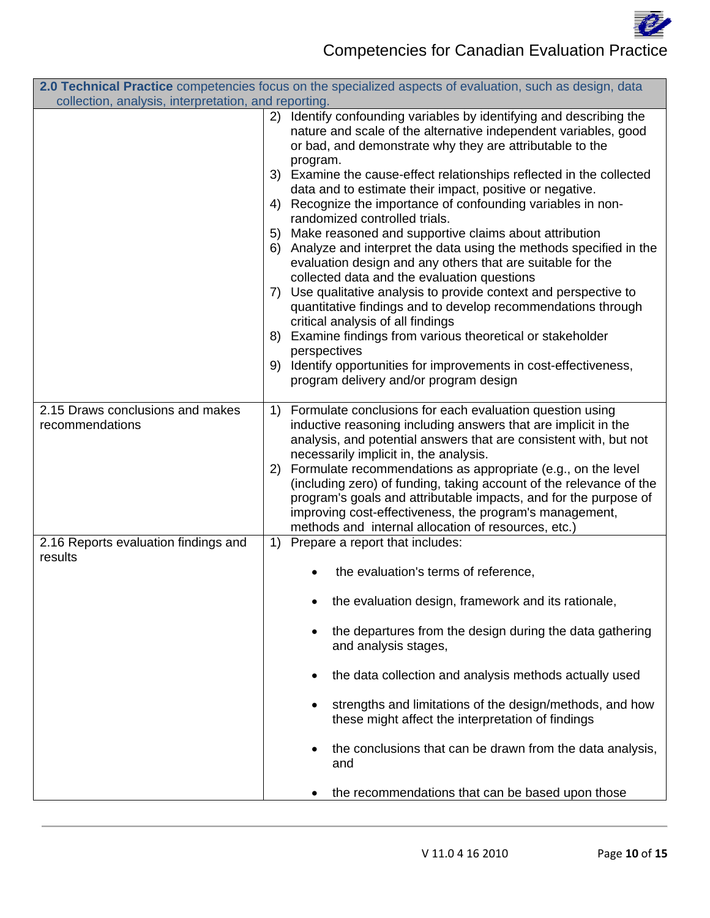| 2.0 **Technical Practice** competencies focus on the specialized aspects of evaluation, such as design, data collection, analysis, interpretation, and reporting. | |
|---|---|
| | 2) Identify confounding variables by identifying and describing the nature and scale of the alternative independent variables, good or bad, and demonstrate why they are attributable to the program.<br>3) Examine the cause-effect relationships reflected in the collected data and to estimate their impact, positive or negative.<br>4) Recognize the importance of confounding variables in non-randomized controlled trials.<br>5) Make reasoned and supportive claims about attribution<br>6) Analyze and interpret the data using the methods specified in the evaluation design and any others that are suitable for the collected data and the evaluation questions<br>7) Use qualitative analysis to provide context and perspective to quantitative findings and to develop recommendations through critical analysis of all findings<br>8) Examine findings from various theoretical or stakeholder perspectives<br>9) Identify opportunities for improvements in cost-effectiveness, program delivery and/or program design |
| 2.15 Draws conclusions and makes recommendations | 1) Formulate conclusions for each evaluation question using inductive reasoning including answers that are implicit in the analysis, and potential answers that are consistent with, but not necessarily implicit in, the analysis.<br>2) Formulate recommendations as appropriate (e.g., on the level (including zero) of funding, taking account of the relevance of the program's goals and attributable impacts, and for the purpose of improving cost-effectiveness, the program's management, methods and internal allocation of resources, etc.) |
| 2.16 Reports evaluation findings and results | 1) Prepare a report that includes:<br>• the evaluation's terms of reference,<br>• the evaluation design, framework and its rationale,<br>• the departures from the design during the data gathering and analysis stages,<br>• the data collection and analysis methods actually used<br>• strengths and limitations of the design/methods, and how these might affect the interpretation of findings<br>• the conclusions that can be drawn from the data analysis, and<br>• the recommendations that can be based upon those |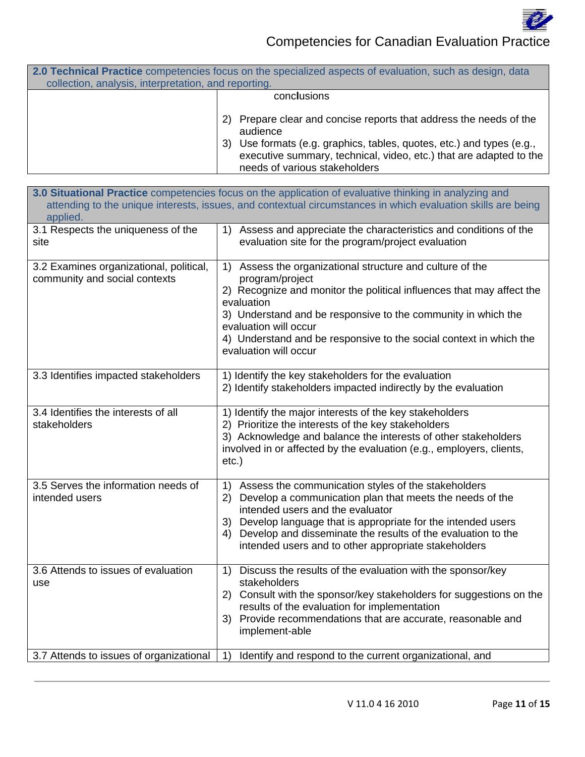| 2.0 Technical Practice competencies focus on the specialized aspects of evaluation, such as design, data collection, analysis, interpretation, and reporting. | |
|---|---|
| | conclusions<br><br>2) Prepare clear and concise reports that address the needs of the audience<br>3) Use formats (e.g. graphics, tables, quotes, etc.) and types (e.g., executive summary, technical, video, etc.) that are adapted to the needs of various stakeholders |

| **3.0 Situational Practice** competencies focus on the application of evaluative thinking in analyzing and attending to the unique interests, issues, and contextual circumstances in which evaluation skills are being applied. | |
|---|---|
| 3.1 Respects the uniqueness of the site | 1) Assess and appreciate the characteristics and conditions of the evaluation site for the program/project evaluation |
| 3.2 Examines organizational, political, community and social contexts | 1) Assess the organizational structure and culture of the program/project<br>2) Recognize and monitor the political influences that may affect the evaluation<br>3) Understand and be responsive to the community in which the evaluation will occur<br>4) Understand and be responsive to the social context in which the evaluation will occur |
| 3.3 Identifies impacted stakeholders | 1) Identify the key stakeholders for the evaluation<br>2) Identify stakeholders impacted indirectly by the evaluation |
| 3.4 Identifies the interests of all stakeholders | 1) Identify the major interests of the key stakeholders<br>2) Prioritize the interests of the key stakeholders<br>3) Acknowledge and balance the interests of other stakeholders involved in or affected by the evaluation (e.g., employers, clients, etc.) |
| 3.5 Serves the information needs of intended users | 1) Assess the communication styles of the stakeholders<br>2) Develop a communication plan that meets the needs of the intended users and the evaluator<br>3) Develop language that is appropriate for the intended users<br>4) Develop and disseminate the results of the evaluation to the intended users and to other appropriate stakeholders |
| 3.6 Attends to issues of evaluation use | 1) Discuss the results of the evaluation with the sponsor/key stakeholders<br>2) Consult with the sponsor/key stakeholders for suggestions on the results of the evaluation for implementation<br>3) Provide recommendations that are accurate, reasonable and implement-able |
| 3.7 Attends to issues of organizational | 1) Identify and respond to the current organizational, and |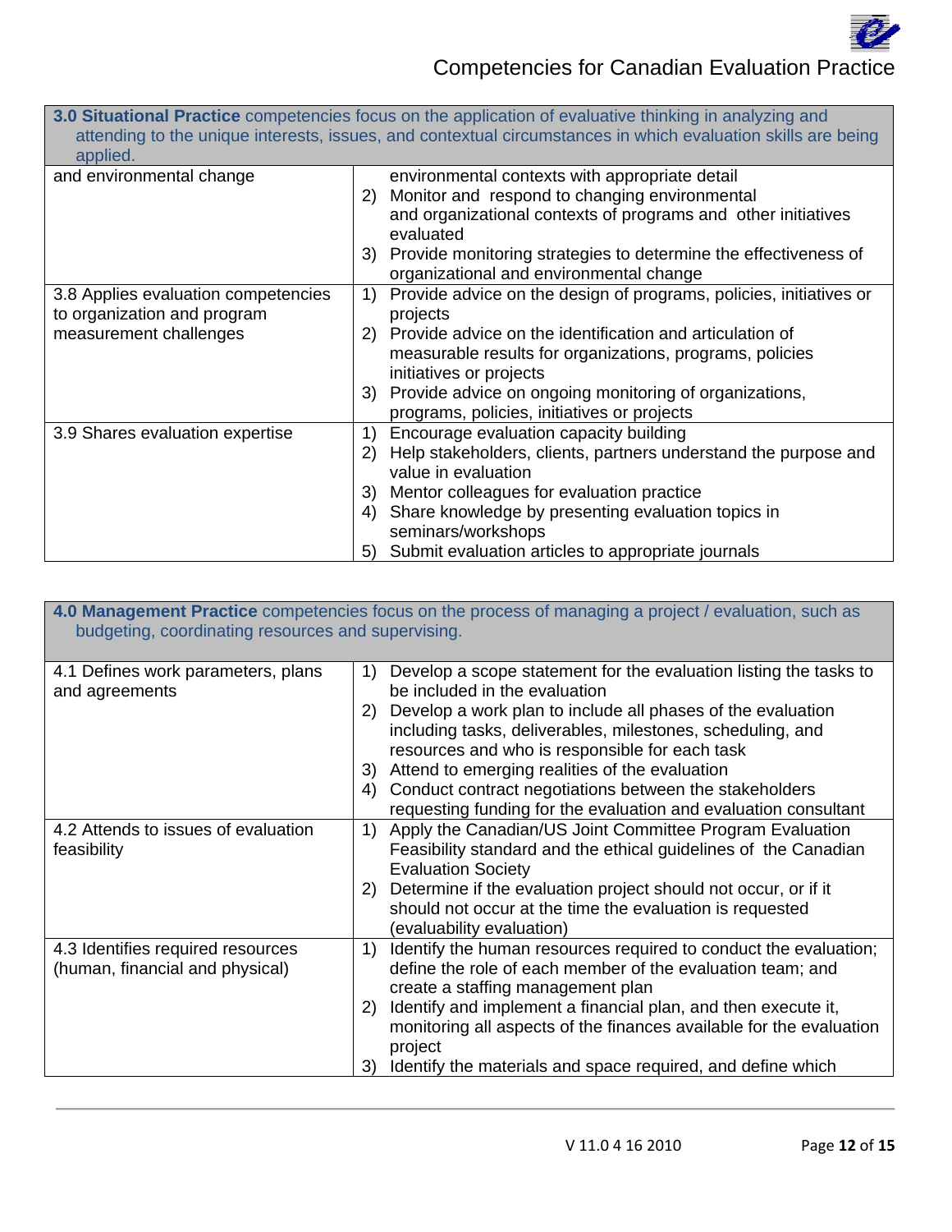| **3.0 Situational Practice** competencies focus on the application of evaluative thinking in analyzing and attending to the unique interests, issues, and contextual circumstances in which evaluation skills are being applied. | |
|---|---|
| and environmental change | environmental contexts with appropriate detail<br>2) Monitor and respond to changing environmental and organizational contexts of programs and other initiatives evaluated<br>3) Provide monitoring strategies to determine the effectiveness of organizational and environmental change |
| 3.8 Applies evaluation competencies to organization and program measurement challenges | 1) Provide advice on the design of programs, policies, initiatives or projects<br>2) Provide advice on the identification and articulation of measurable results for organizations, programs, policies initiatives or projects<br>3) Provide advice on ongoing monitoring of organizations, programs, policies, initiatives or projects |
| 3.9 Shares evaluation expertise | 1) Encourage evaluation capacity building<br>2) Help stakeholders, clients, partners understand the purpose and value in evaluation<br>3) Mentor colleagues for evaluation practice<br>4) Share knowledge by presenting evaluation topics in seminars/workshops<br>5) Submit evaluation articles to appropriate journals |

| **4.0 Management Practice** competencies focus on the process of managing a project / evaluation, such as budgeting, coordinating resources and supervising. | |
|---|---|
| 4.1 Defines work parameters, plans and agreements | 1) Develop a scope statement for the evaluation listing the tasks to be included in the evaluation<br>2) Develop a work plan to include all phases of the evaluation including tasks, deliverables, milestones, scheduling, and resources and who is responsible for each task<br>3) Attend to emerging realities of the evaluation<br>4) Conduct contract negotiations between the stakeholders requesting funding for the evaluation and evaluation consultant |
| 4.2 Attends to issues of evaluation feasibility | 1) Apply the Canadian/US Joint Committee Program Evaluation Feasibility standard and the ethical guidelines of the Canadian Evaluation Society<br>2) Determine if the evaluation project should not occur, or if it should not occur at the time the evaluation is requested (evaluability evaluation) |
| 4.3 Identifies required resources (human, financial and physical) | 1) Identify the human resources required to conduct the evaluation; define the role of each member of the evaluation team; and create a staffing management plan<br>2) Identify and implement a financial plan, and then execute it, monitoring all aspects of the finances available for the evaluation project<br>3) Identify the materials and space required, and define which |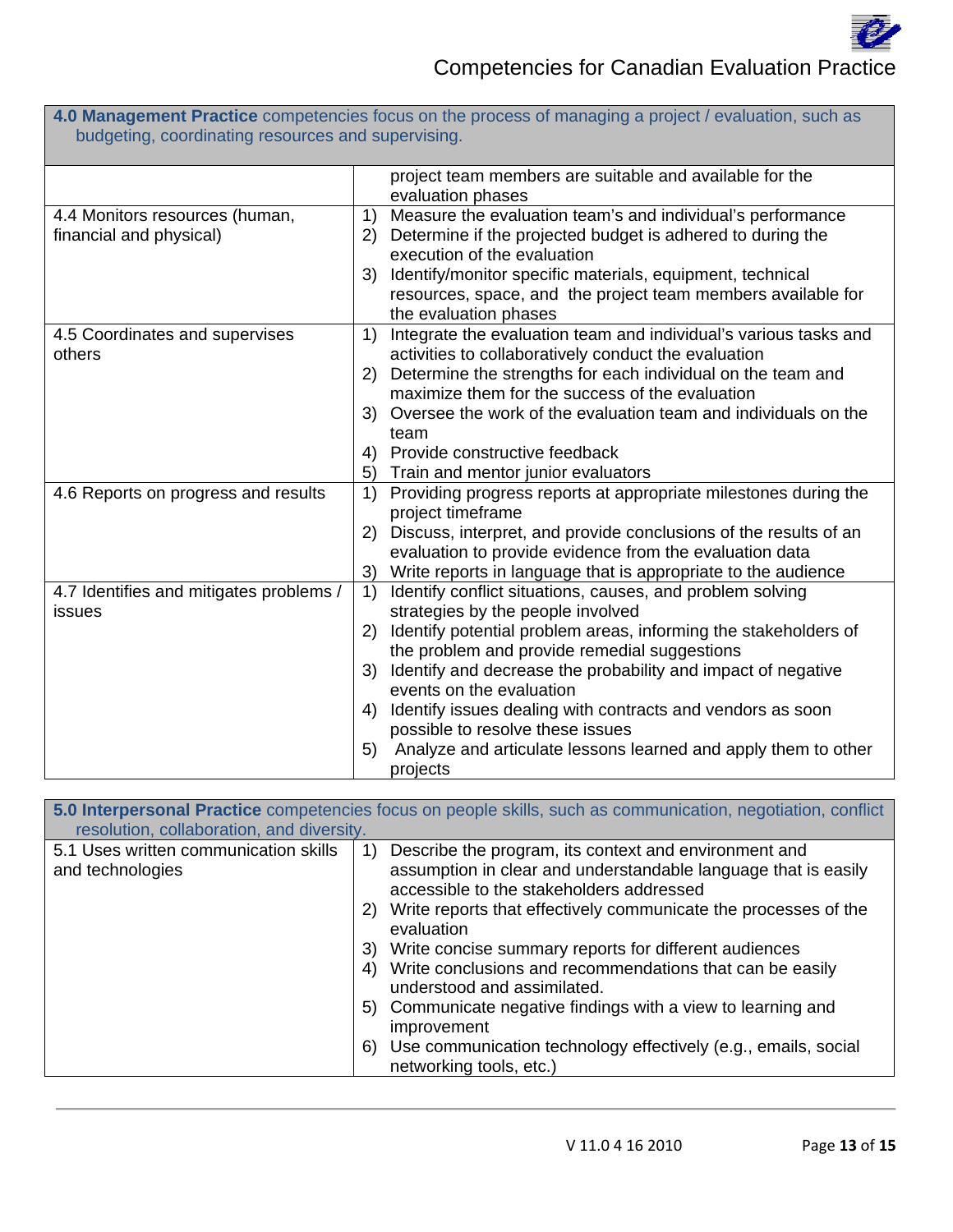| **4.0 Management Practice** competencies focus on the process of managing a project / evaluation, such as budgeting, coordinating resources and supervising. | |
|---|---|
| | project team members are suitable and available for the evaluation phases |
| 4.4 Monitors resources (human, financial and physical) | 1) Measure the evaluation team's and individual's performance<br>2) Determine if the projected budget is adhered to during the execution of the evaluation<br>3) Identify/monitor specific materials, equipment, technical resources, space, and the project team members available for the evaluation phases |
| 4.5 Coordinates and supervises others | 1) Integrate the evaluation team and individual's various tasks and activities to collaboratively conduct the evaluation<br>2) Determine the strengths for each individual on the team and maximize them for the success of the evaluation<br>3) Oversee the work of the evaluation team and individuals on the team<br>4) Provide constructive feedback<br>5) Train and mentor junior evaluators |
| 4.6 Reports on progress and results | 1) Providing progress reports at appropriate milestones during the project timeframe<br>2) Discuss, interpret, and provide conclusions of the results of an evaluation to provide evidence from the evaluation data<br>3) Write reports in language that is appropriate to the audience |
| 4.7 Identifies and mitigates problems / issues | 1) Identify conflict situations, causes, and problem solving strategies by the people involved<br>2) Identify potential problem areas, informing the stakeholders of the problem and provide remedial suggestions<br>3) Identify and decrease the probability and impact of negative events on the evaluation<br>4) Identify issues dealing with contracts and vendors as soon possible to resolve these issues<br>5) Analyze and articulate lessons learned and apply them to other projects |

| **5.0 Interpersonal Practice** competencies focus on people skills, such as communication, negotiation, conflict resolution, collaboration, and diversity. | |
|---|---|
| 5.1 Uses written communication skills and technologies | 1) Describe the program, its context and environment and assumption in clear and understandable language that is easily accessible to the stakeholders addressed<br>2) Write reports that effectively communicate the processes of the evaluation<br>3) Write concise summary reports for different audiences<br>4) Write conclusions and recommendations that can be easily understood and assimilated.<br>5) Communicate negative findings with a view to learning and improvement<br>6) Use communication technology effectively (e.g., emails, social networking tools, etc.) |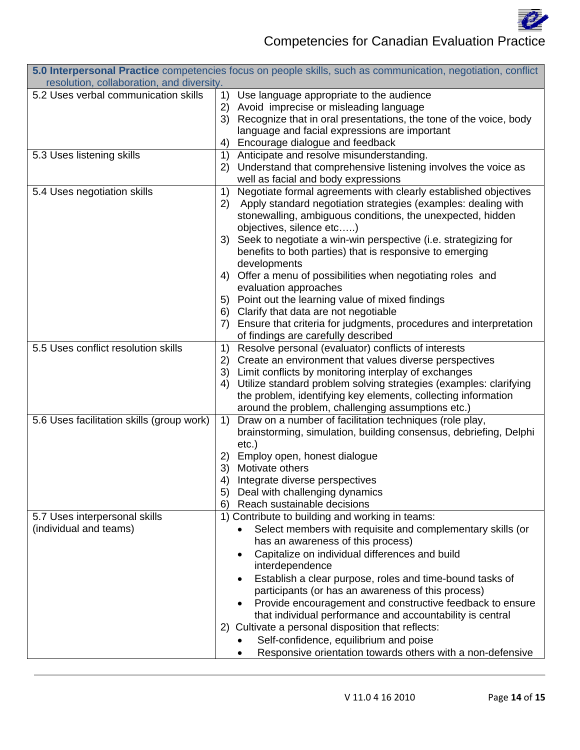| **5.0 Interpersonal Practice** competencies focus on people skills, such as communication, negotiation, conflict resolution, collaboration, and diversity. | |
|---|---|
| 5.2 Uses verbal communication skills | 1) Use language appropriate to the audience<br>2) Avoid imprecise or misleading language<br>3) Recognize that in oral presentations, the tone of the voice, body language and facial expressions are important<br>4) Encourage dialogue and feedback |
| 5.3 Uses listening skills | 1) Anticipate and resolve misunderstanding.<br>2) Understand that comprehensive listening involves the voice as well as facial and body expressions |
| 5.4 Uses negotiation skills | 1) Negotiate formal agreements with clearly established objectives<br>2) Apply standard negotiation strategies (examples: dealing with stonewalling, ambiguous conditions, the unexpected, hidden objectives, silence etc…..)<br>3) Seek to negotiate a win-win perspective (i.e. strategizing for benefits to both parties) that is responsive to emerging developments<br>4) Offer a menu of possibilities when negotiating roles and evaluation approaches<br>5) Point out the learning value of mixed findings<br>6) Clarify that data are not negotiable<br>7) Ensure that criteria for judgments, procedures and interpretation of findings are carefully described |
| 5.5 Uses conflict resolution skills | 1) Resolve personal (evaluator) conflicts of interests<br>2) Create an environment that values diverse perspectives<br>3) Limit conflicts by monitoring interplay of exchanges<br>4) Utilize standard problem solving strategies (examples: clarifying the problem, identifying key elements, collecting information around the problem, challenging assumptions etc.) |
| 5.6 Uses facilitation skills (group work) | 1) Draw on a number of facilitation techniques (role play, brainstorming, simulation, building consensus, debriefing, Delphi etc.)<br>2) Employ open, honest dialogue<br>3) Motivate others<br>4) Integrate diverse perspectives<br>5) Deal with challenging dynamics<br>6) Reach sustainable decisions |
| 5.7 Uses interpersonal skills (individual and teams) | 1) Contribute to building and working in teams:<br>• Select members with requisite and complementary skills (or has an awareness of this process)<br>• Capitalize on individual differences and build interdependence<br>• Establish a clear purpose, roles and time-bound tasks of participants (or has an awareness of this process)<br>• Provide encouragement and constructive feedback to ensure that individual performance and accountability is central<br>2) Cultivate a personal disposition that reflects:<br>• Self-confidence, equilibrium and poise<br>• Responsive orientation towards others with a non-defensive |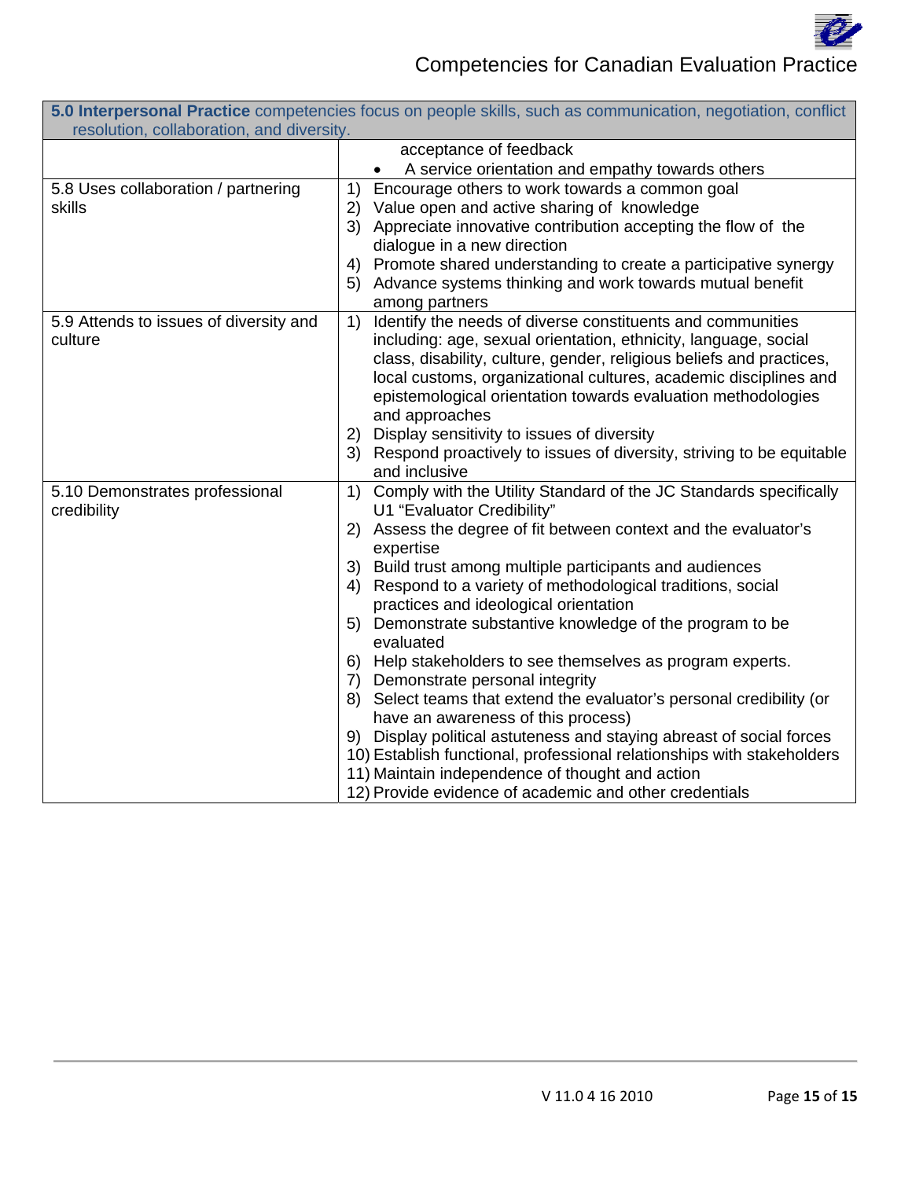| **5.0 Interpersonal Practice** competencies focus on people skills, such as communication, negotiation, conflict resolution, collaboration, and diversity. | |
|---|---|
| | acceptance of feedback<br>• A service orientation and empathy towards others |
| 5.8 Uses collaboration / partnering skills | 1) Encourage others to work towards a common goal<br>2) Value open and active sharing of knowledge<br>3) Appreciate innovative contribution accepting the flow of the dialogue in a new direction<br>4) Promote shared understanding to create a participative synergy<br>5) Advance systems thinking and work towards mutual benefit among partners |
| 5.9 Attends to issues of diversity and culture | 1) Identify the needs of diverse constituents and communities including: age, sexual orientation, ethnicity, language, social class, disability, culture, gender, religious beliefs and practices, local customs, organizational cultures, academic disciplines and epistemological orientation towards evaluation methodologies and approaches<br>2) Display sensitivity to issues of diversity<br>3) Respond proactively to issues of diversity, striving to be equitable and inclusive |
| 5.10 Demonstrates professional credibility | 1) Comply with the Utility Standard of the JC Standards specifically U1 "Evaluator Credibility"<br>2) Assess the degree of fit between context and the evaluator's expertise<br>3) Build trust among multiple participants and audiences<br>4) Respond to a variety of methodological traditions, social practices and ideological orientation<br>5) Demonstrate substantive knowledge of the program to be evaluated<br>6) Help stakeholders to see themselves as program experts.<br>7) Demonstrate personal integrity<br>8) Select teams that extend the evaluator's personal credibility (or have an awareness of this process)<br>9) Display political astuteness and staying abreast of social forces<br>10) Establish functional, professional relationships with stakeholders<br>11) Maintain independence of thought and action<br>12) Provide evidence of academic and other credentials |

V 11.0 4 16 2010